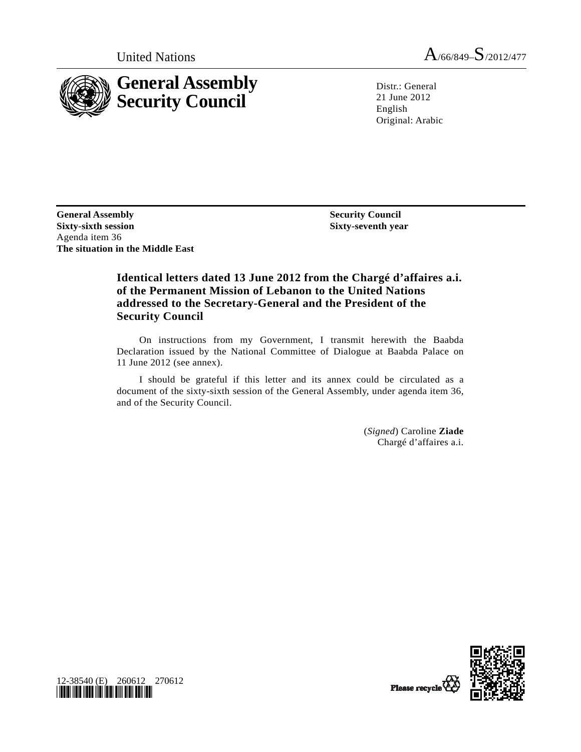United Nations A/66/849–S/2012/477

# General Assembly Security Council

Distr.: General
21 June 2012
English
Original: Arabic

**General Assembly**
**Sixty-sixth session**
Agenda item 36
**The situation in the Middle East**

**Security Council**
**Sixty-seventh year**

## Identical letters dated 13 June 2012 from the Chargé d'affaires a.i. of the Permanent Mission of Lebanon to the United Nations addressed to the Secretary-General and the President of the Security Council

On instructions from my Government, I transmit herewith the Baabda Declaration issued by the National Committee of Dialogue at Baabda Palace on 11 June 2012 (see annex).

I should be grateful if this letter and its annex could be circulated as a document of the sixty-sixth session of the General Assembly, under agenda item 36, and of the Security Council.

(*Signed*) Caroline **Ziade**
Chargé d'affaires a.i.

12-38540 (E) 260612 270612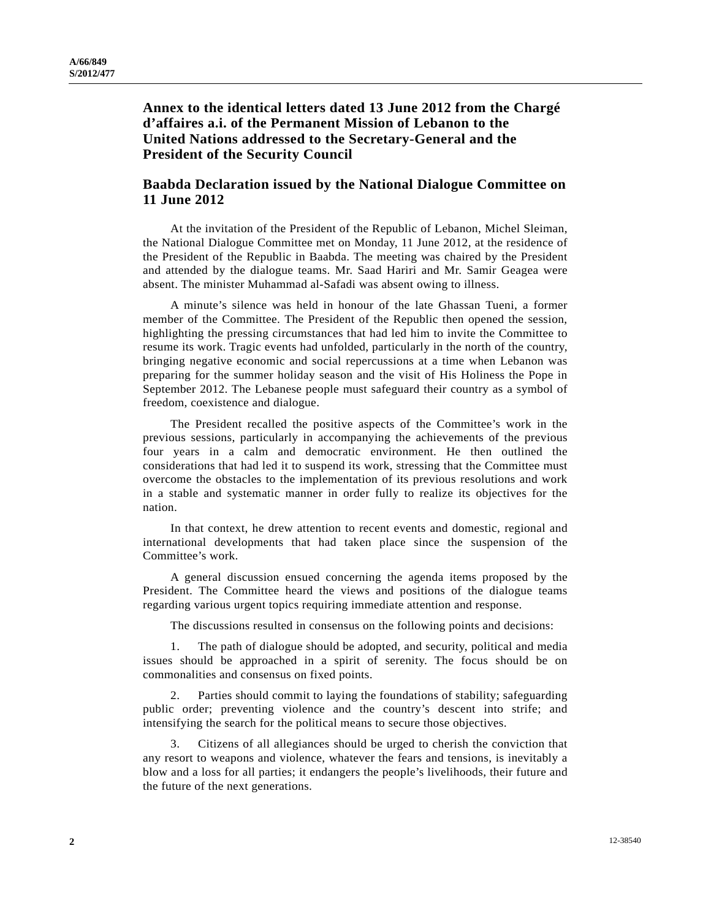## Annex to the identical letters dated 13 June 2012 from the Chargé d'affaires a.i. of the Permanent Mission of Lebanon to the United Nations addressed to the Secretary-General and the President of the Security Council

## Baabda Declaration issued by the National Dialogue Committee on 11 June 2012

At the invitation of the President of the Republic of Lebanon, Michel Sleiman, the National Dialogue Committee met on Monday, 11 June 2012, at the residence of the President of the Republic in Baabda. The meeting was chaired by the President and attended by the dialogue teams. Mr. Saad Hariri and Mr. Samir Geagea were absent. The minister Muhammad al-Safadi was absent owing to illness.

A minute's silence was held in honour of the late Ghassan Tueni, a former member of the Committee. The President of the Republic then opened the session, highlighting the pressing circumstances that had led him to invite the Committee to resume its work. Tragic events had unfolded, particularly in the north of the country, bringing negative economic and social repercussions at a time when Lebanon was preparing for the summer holiday season and the visit of His Holiness the Pope in September 2012. The Lebanese people must safeguard their country as a symbol of freedom, coexistence and dialogue.

The President recalled the positive aspects of the Committee's work in the previous sessions, particularly in accompanying the achievements of the previous four years in a calm and democratic environment. He then outlined the considerations that had led it to suspend its work, stressing that the Committee must overcome the obstacles to the implementation of its previous resolutions and work in a stable and systematic manner in order fully to realize its objectives for the nation.

In that context, he drew attention to recent events and domestic, regional and international developments that had taken place since the suspension of the Committee's work.

A general discussion ensued concerning the agenda items proposed by the President. The Committee heard the views and positions of the dialogue teams regarding various urgent topics requiring immediate attention and response.

The discussions resulted in consensus on the following points and decisions:

1. The path of dialogue should be adopted, and security, political and media issues should be approached in a spirit of serenity. The focus should be on commonalities and consensus on fixed points.

2. Parties should commit to laying the foundations of stability; safeguarding public order; preventing violence and the country's descent into strife; and intensifying the search for the political means to secure those objectives.

3. Citizens of all allegiances should be urged to cherish the conviction that any resort to weapons and violence, whatever the fears and tensions, is inevitably a blow and a loss for all parties; it endangers the people's livelihoods, their future and the future of the next generations.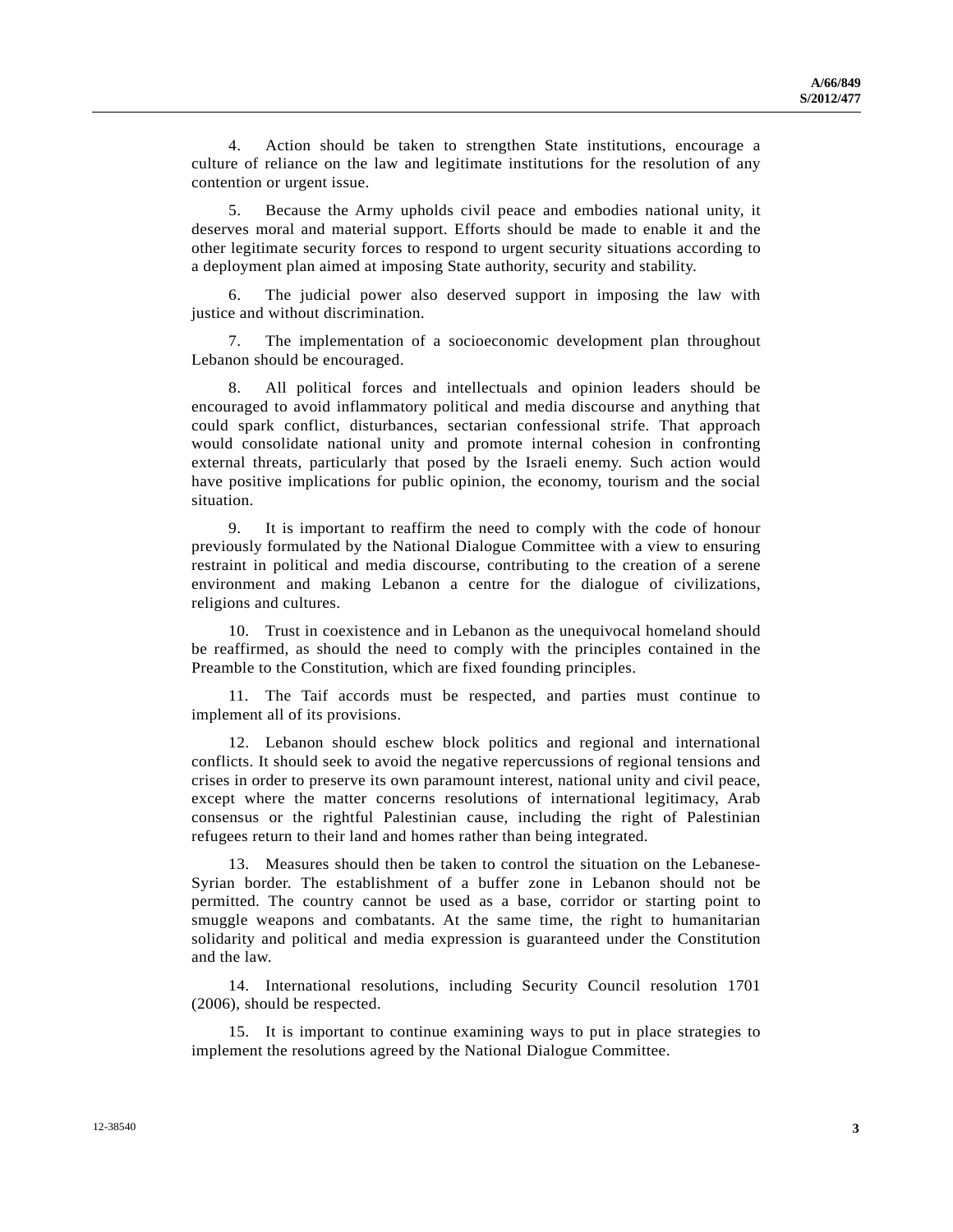4. Action should be taken to strengthen State institutions, encourage a culture of reliance on the law and legitimate institutions for the resolution of any contention or urgent issue.

5. Because the Army upholds civil peace and embodies national unity, it deserves moral and material support. Efforts should be made to enable it and the other legitimate security forces to respond to urgent security situations according to a deployment plan aimed at imposing State authority, security and stability.

6. The judicial power also deserved support in imposing the law with justice and without discrimination.

7. The implementation of a socioeconomic development plan throughout Lebanon should be encouraged.

8. All political forces and intellectuals and opinion leaders should be encouraged to avoid inflammatory political and media discourse and anything that could spark conflict, disturbances, sectarian confessional strife. That approach would consolidate national unity and promote internal cohesion in confronting external threats, particularly that posed by the Israeli enemy. Such action would have positive implications for public opinion, the economy, tourism and the social situation.

9. It is important to reaffirm the need to comply with the code of honour previously formulated by the National Dialogue Committee with a view to ensuring restraint in political and media discourse, contributing to the creation of a serene environment and making Lebanon a centre for the dialogue of civilizations, religions and cultures.

10. Trust in coexistence and in Lebanon as the unequivocal homeland should be reaffirmed, as should the need to comply with the principles contained in the Preamble to the Constitution, which are fixed founding principles.

11. The Taif accords must be respected, and parties must continue to implement all of its provisions.

12. Lebanon should eschew block politics and regional and international conflicts. It should seek to avoid the negative repercussions of regional tensions and crises in order to preserve its own paramount interest, national unity and civil peace, except where the matter concerns resolutions of international legitimacy, Arab consensus or the rightful Palestinian cause, including the right of Palestinian refugees return to their land and homes rather than being integrated.

13. Measures should then be taken to control the situation on the Lebanese-Syrian border. The establishment of a buffer zone in Lebanon should not be permitted. The country cannot be used as a base, corridor or starting point to smuggle weapons and combatants. At the same time, the right to humanitarian solidarity and political and media expression is guaranteed under the Constitution and the law.

14. International resolutions, including Security Council resolution 1701 (2006), should be respected.

15. It is important to continue examining ways to put in place strategies to implement the resolutions agreed by the National Dialogue Committee.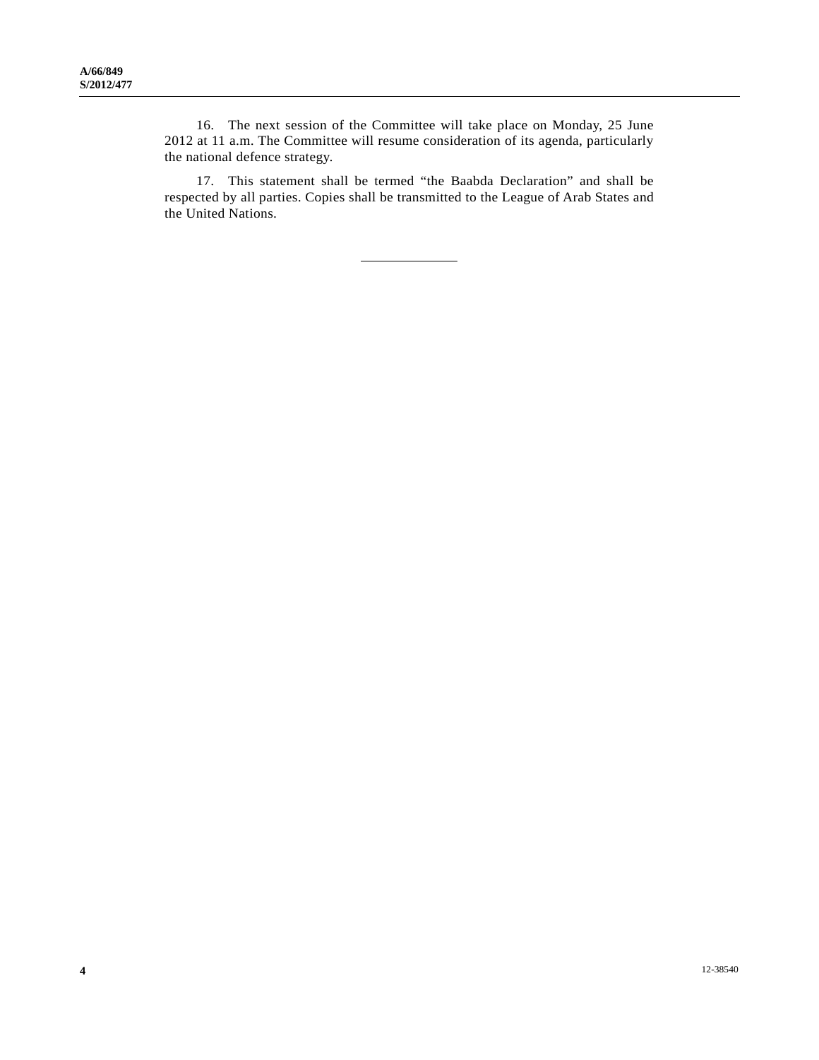16. The next session of the Committee will take place on Monday, 25 June 2012 at 11 a.m. The Committee will resume consideration of its agenda, particularly the national defence strategy.

17. This statement shall be termed “the Baabda Declaration” and shall be respected by all parties. Copies shall be transmitted to the League of Arab States and the United Nations.